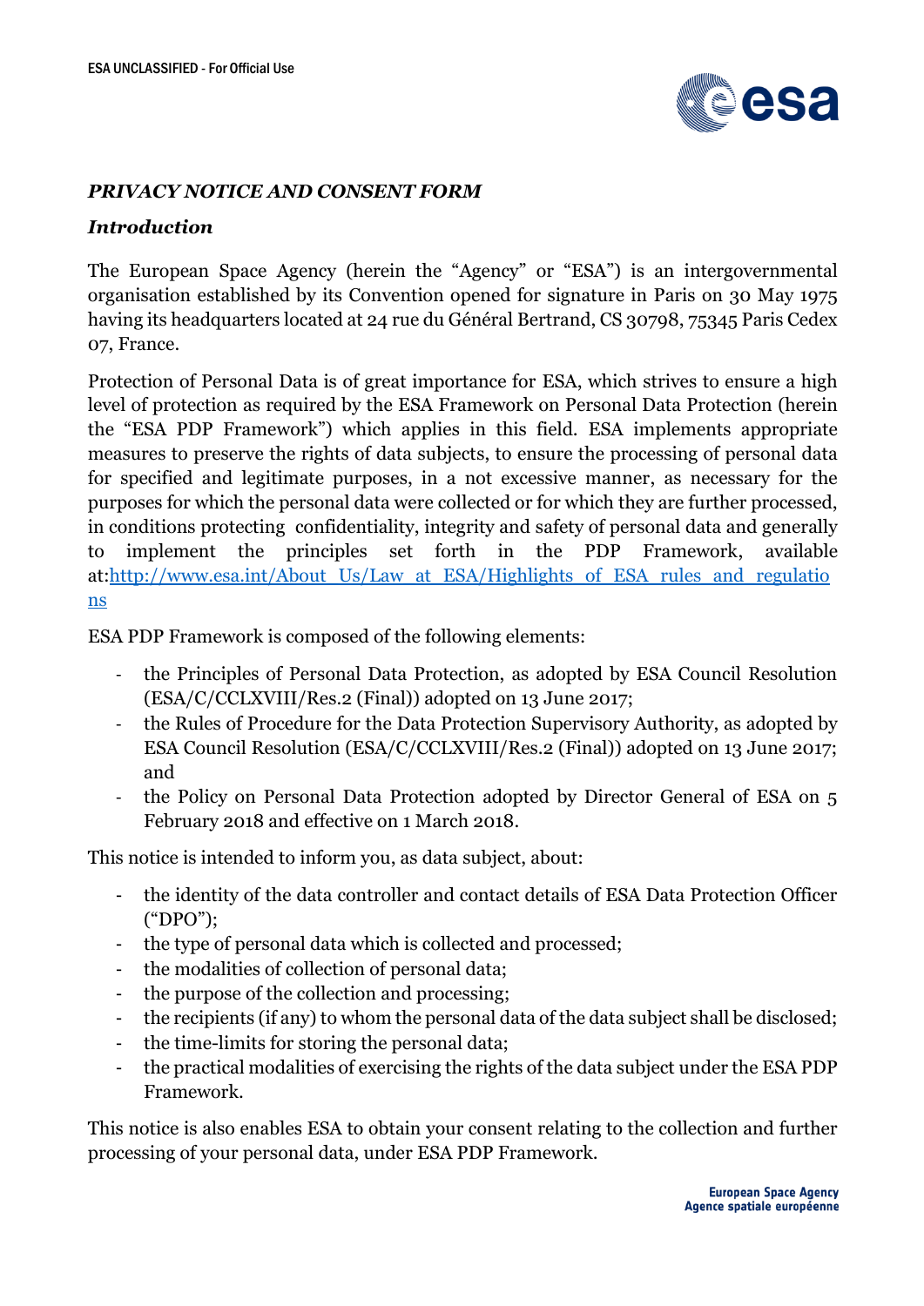## *PRIVACY NOTICE AND CONSENT FORM*

### *Introduction*

The European Space Agency (herein the "Agency" or "ESA") is an intergovernmental organisation established by its Convention opened for signature in Paris on 30 May 1975 having its headquarters located at 24 rue du Général Bertrand, CS 30798, 75345 Paris Cedex 07, France.

Protection of Personal Data is of great importance for ESA, which strives to ensure a high level of protection as required by the ESA Framework on Personal Data Protection (herein the "ESA PDP Framework") which applies in this field. ESA implements appropriate measures to preserve the rights of data subjects, to ensure the processing of personal data for specified and legitimate purposes, in a not excessive manner, as necessary for the purposes for which the personal data were collected or for which they are further processed, in conditions protecting confidentiality, integrity and safety of personal data and generally to implement the principles set forth in the PDP Framework, available at:[http://www.esa.int/About_Us/Law_at_ESA/Highlights_of_ESA_rules_and_regulations](http://www.esa.int/About_Us/Law_at_ESA/Highlights_of_ESA_rules_and_regulations)

ESA PDP Framework is composed of the following elements:

- the Principles of Personal Data Protection, as adopted by ESA Council Resolution (ESA/C/CCLXVIII/Res.2 (Final)) adopted on 13 June 2017;
- the Rules of Procedure for the Data Protection Supervisory Authority, as adopted by ESA Council Resolution (ESA/C/CCLXVIII/Res.2 (Final)) adopted on 13 June 2017; and
- the Policy on Personal Data Protection adopted by Director General of ESA on 5 February 2018 and effective on 1 March 2018.

This notice is intended to inform you, as data subject, about:

- the identity of the data controller and contact details of ESA Data Protection Officer ("DPO");
- the type of personal data which is collected and processed;
- the modalities of collection of personal data;
- the purpose of the collection and processing;
- the recipients (if any) to whom the personal data of the data subject shall be disclosed;
- the time-limits for storing the personal data;
- the practical modalities of exercising the rights of the data subject under the ESA PDP Framework.

This notice is also enables ESA to obtain your consent relating to the collection and further processing of your personal data, under ESA PDP Framework.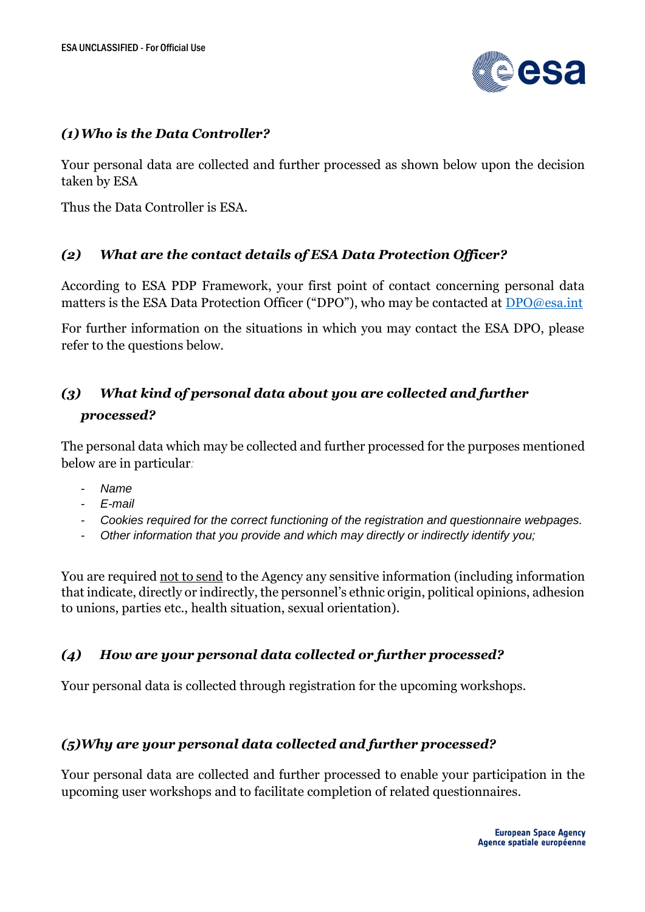### *(1) Who is the Data Controller?*

Your personal data are collected and further processed as shown below upon the decision taken by ESA

Thus the Data Controller is ESA.

### *(2) What are the contact details of ESA Data Protection Officer?*

According to ESA PDP Framework, your first point of contact concerning personal data matters is the ESA Data Protection Officer ("DPO"), who may be contacted at DPO@esa.int

For further information on the situations in which you may contact the ESA DPO, please refer to the questions below.

### *(3) What kind of personal data about you are collected and further processed?*

The personal data which may be collected and further processed for the purposes mentioned below are in particular:

- *Name*
- *E-mail*
- *Cookies required for the correct functioning of the registration and questionnaire webpages.*
- *Other information that you provide and which may directly or indirectly identify you;*

You are required not to send to the Agency any sensitive information (including information that indicate, directly or indirectly, the personnel's ethnic origin, political opinions, adhesion to unions, parties etc., health situation, sexual orientation).

### *(4) How are your personal data collected or further processed?*

Your personal data is collected through registration for the upcoming workshops.

### *(5) Why are your personal data collected and further processed?*

Your personal data are collected and further processed to enable your participation in the upcoming user workshops and to facilitate completion of related questionnaires.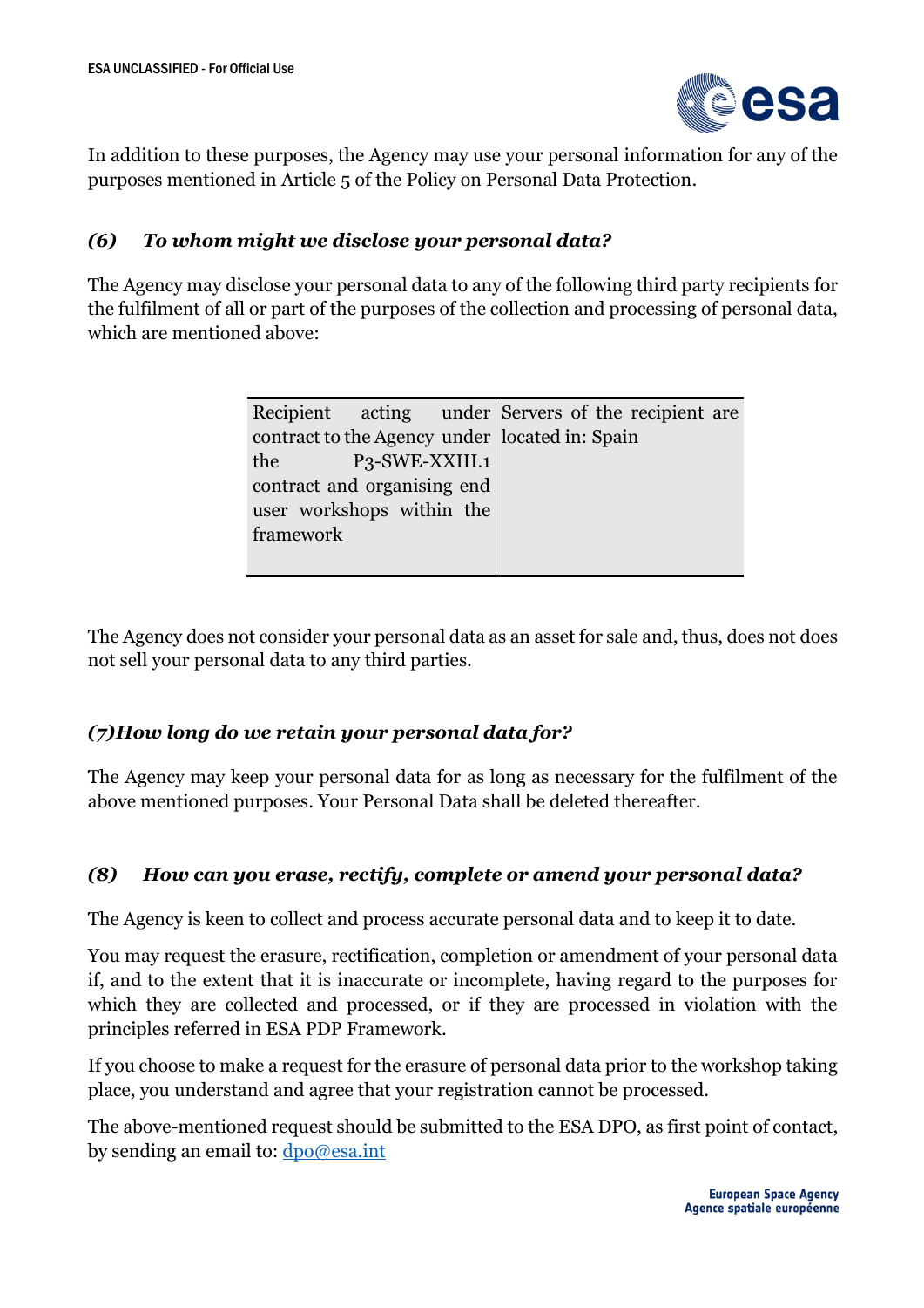In addition to these purposes, the Agency may use your personal information for any of the purposes mentioned in Article 5 of the Policy on Personal Data Protection.

### *(6) To whom might we disclose your personal data?*

The Agency may disclose your personal data to any of the following third party recipients for the fulfilment of all or part of the purposes of the collection and processing of personal data, which are mentioned above:

| Recipient acting under contract to the Agency under the P3-SWE-XXIII.1 contract and organising end user workshops within the framework | Servers of the recipient are located in: Spain |
|---|---|

The Agency does not consider your personal data as an asset for sale and, thus, does not does not sell your personal data to any third parties.

### *(7)How long do we retain your personal data for?*

The Agency may keep your personal data for as long as necessary for the fulfilment of the above mentioned purposes. Your Personal Data shall be deleted thereafter.

### *(8) How can you erase, rectify, complete or amend your personal data?*

The Agency is keen to collect and process accurate personal data and to keep it to date.

You may request the erasure, rectification, completion or amendment of your personal data if, and to the extent that it is inaccurate or incomplete, having regard to the purposes for which they are collected and processed, or if they are processed in violation with the principles referred in ESA PDP Framework.

If you choose to make a request for the erasure of personal data prior to the workshop taking place, you understand and agree that your registration cannot be processed.

The above-mentioned request should be submitted to the ESA DPO, as first point of contact, by sending an email to: dpo@esa.int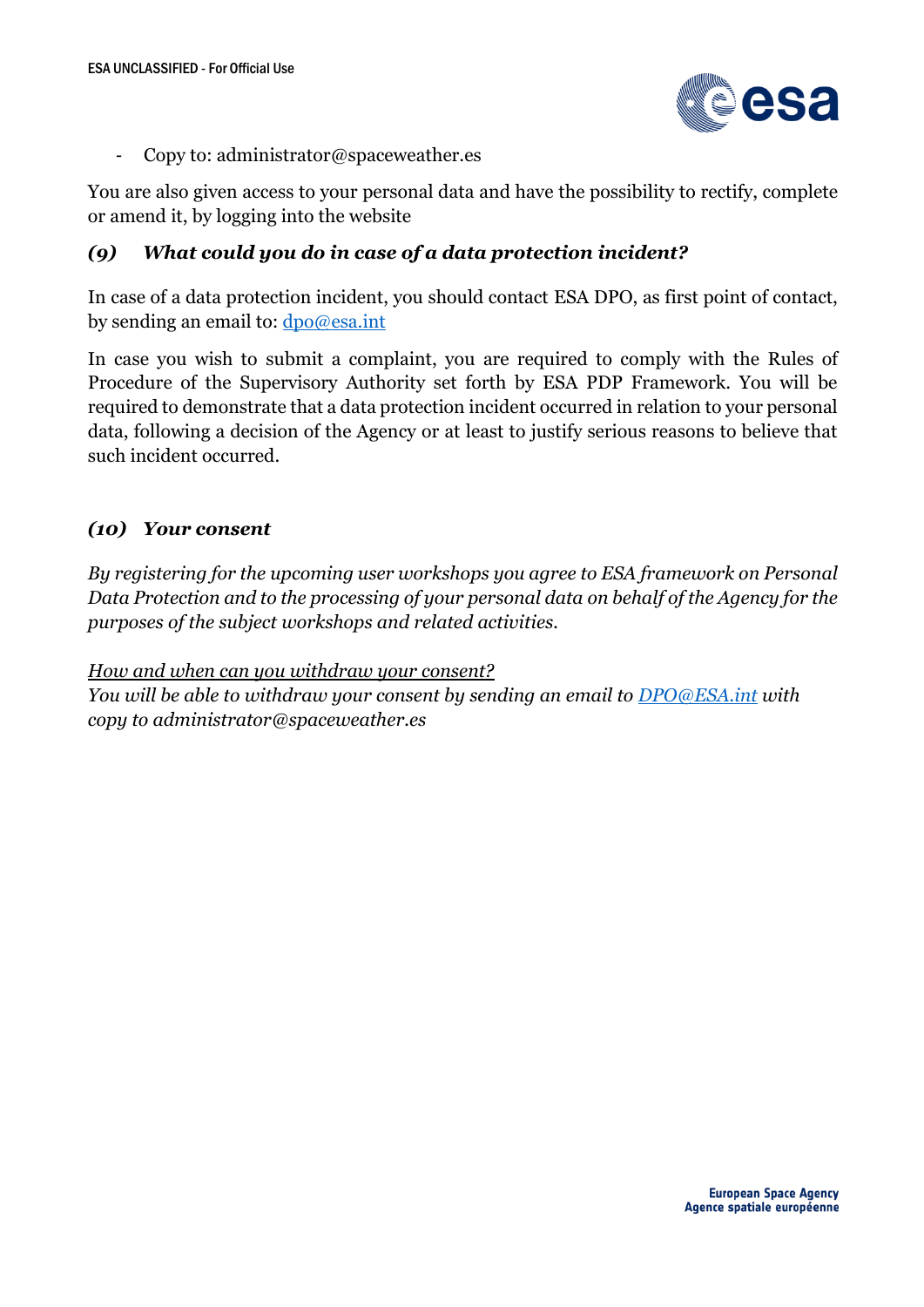- Copy to: administrator@spaceweather.es

You are also given access to your personal data and have the possibility to rectify, complete or amend it, by logging into the website

### *(9) What could you do in case of a data protection incident?*

In case of a data protection incident, you should contact ESA DPO, as first point of contact, by sending an email to: dpo@esa.int

In case you wish to submit a complaint, you are required to comply with the Rules of Procedure of the Supervisory Authority set forth by ESA PDP Framework. You will be required to demonstrate that a data protection incident occurred in relation to your personal data, following a decision of the Agency or at least to justify serious reasons to believe that such incident occurred.

### *(10) Your consent*

*By registering for the upcoming user workshops you agree to ESA framework on Personal Data Protection and to the processing of your personal data on behalf of the Agency for the purposes of the subject workshops and related activities.*

*<u>How and when can you withdraw your consent?</u>*
*You will be able to withdraw your consent by sending an email to DPO@ESA.int with copy to administrator@spaceweather.es*